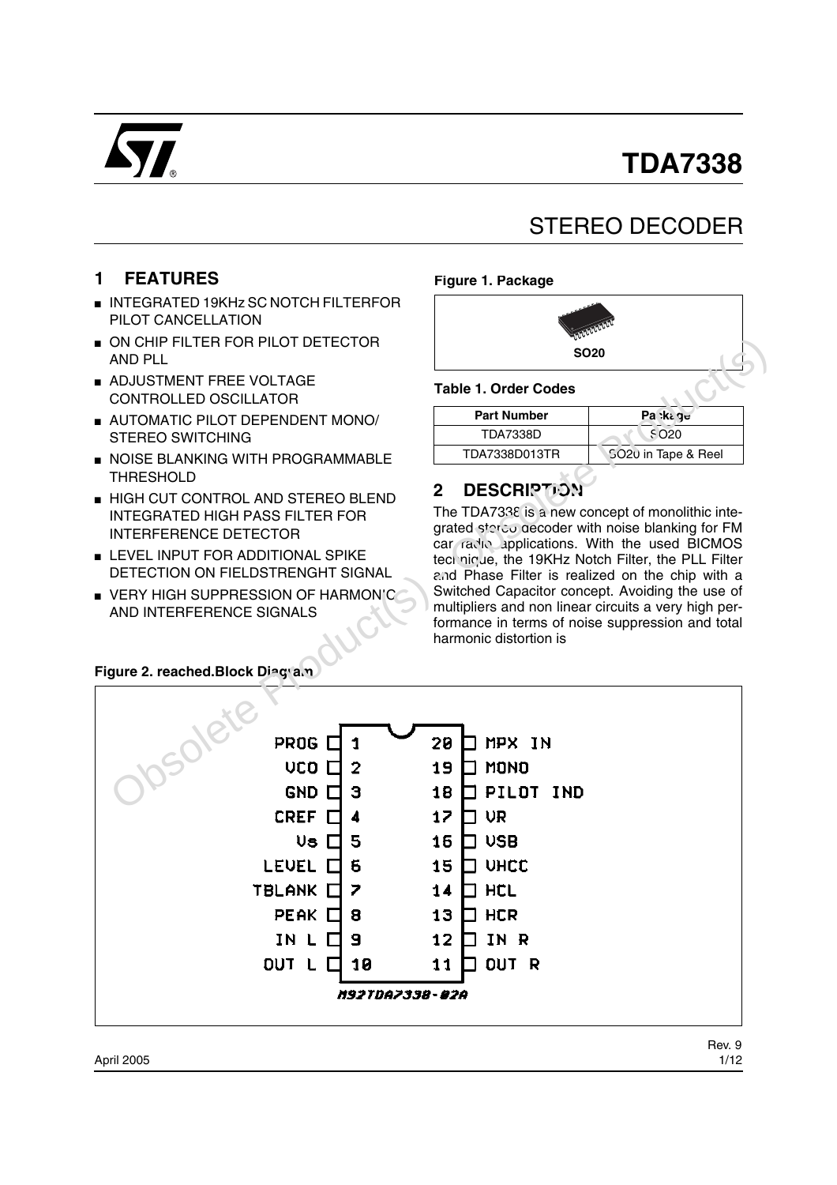# TDA7338

## STEREO DECODER

## 1 FEATURES

- INTEGRATED 19KHz SC NOTCH FILTERFOR PILOT CANCELLATION
- ON CHIP FILTER FOR PILOT DETECTOR AND PLL
- ADJUSTMENT FREE VOLTAGE CONTROLLED OSCILLATOR
- AUTOMATIC PILOT DEPENDENT MONO/ STEREO SWITCHING
- NOISE BLANKING WITH PROGRAMMABLE THRESHOLD
- HIGH CUT CONTROL AND STEREO BLEND INTEGRATED HIGH PASS FILTER FOR INTERFERENCE DETECTOR
- LEVEL INPUT FOR ADDITIONAL SPIKE DETECTION ON FIELDSTRENGHT SIGNAL
- VERY HIGH SUPPRESSION OF HARMONIC AND INTERFERENCE SIGNALS

**Figure 1. Package**

SO20

**Table 1. Order Codes**

| Part Number | Package |
|---|---|
| TDA7338D | SO20 |
| TDA7338D013TR | SO20 in Tape & Reel |

## 2 DESCRIPTION

The TDA7338 is a new concept of monolithic integrated stereo decoder with noise blanking for FM car radio applications. With the used BICMOS technique, the 19KHz Notch Filter, the PLL Filter and Phase Filter is realized on the chip with a Switched Capacitor concept. Avoiding the use of multipliers and non linear circuits a very high performance in terms of noise suppression and total harmonic distortion is

**Figure 2. reached.Block Diagram**

| Pin | Name | Pin | Name |
|---|---|---|---|
| 1 | PROG | 20 | MPX IN |
| 2 | VCO | 19 | MONO |
| 3 | GND | 18 | PILOT IND |
| 4 | CREF | 17 | VR |
| 5 | Vs | 16 | VSB |
| 6 | LEVEL | 15 | VHCC |
| 7 | TBLANK | 14 | HCL |
| 8 | PEAK | 13 | HCR |
| 9 | IN L | 12 | IN R |
| 10 | OUT L | 11 | OUT R |

M92TDA7338-02A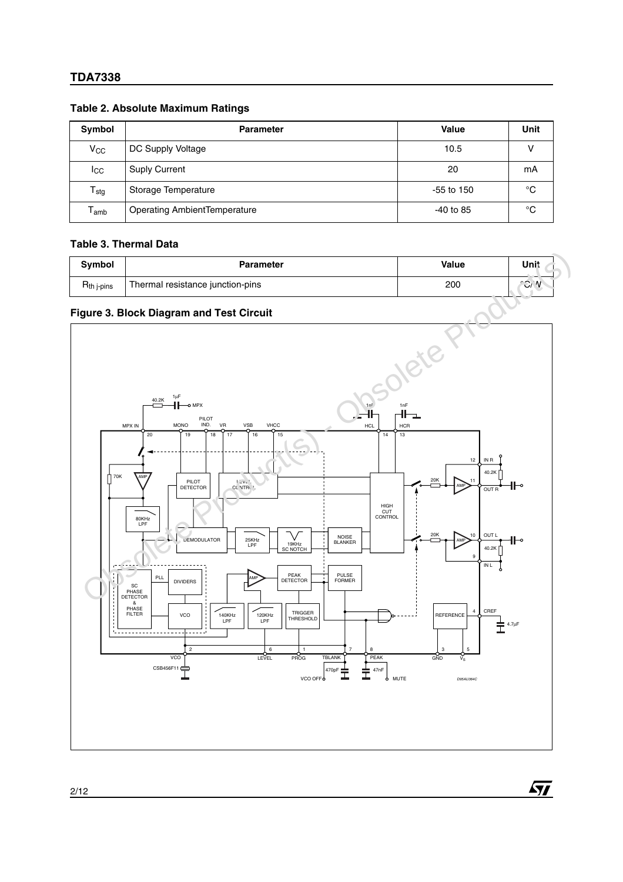**Table 2. Absolute Maximum Ratings**

| Symbol | Parameter | Value | Unit |
|---|---|---|---|
| $V_{CC}$ | DC Supply Voltage | 10.5 | V |
| $I_{CC}$ | Suply Current | 20 | mA |
| $T_{stg}$ | Storage Temperature | -55 to 150 | °C |
| $T_{amb}$ | Operating AmbientTemperature | -40 to 85 | °C |

**Table 3. Thermal Data**

| Symbol | Parameter | Value | Unit |
|---|---|---|---|
| $R_{th\ j\text{-}pins}$ | Thermal resistance junction-pins | 200 | °C/W |

**Figure 3. Block Diagram and Test Circuit**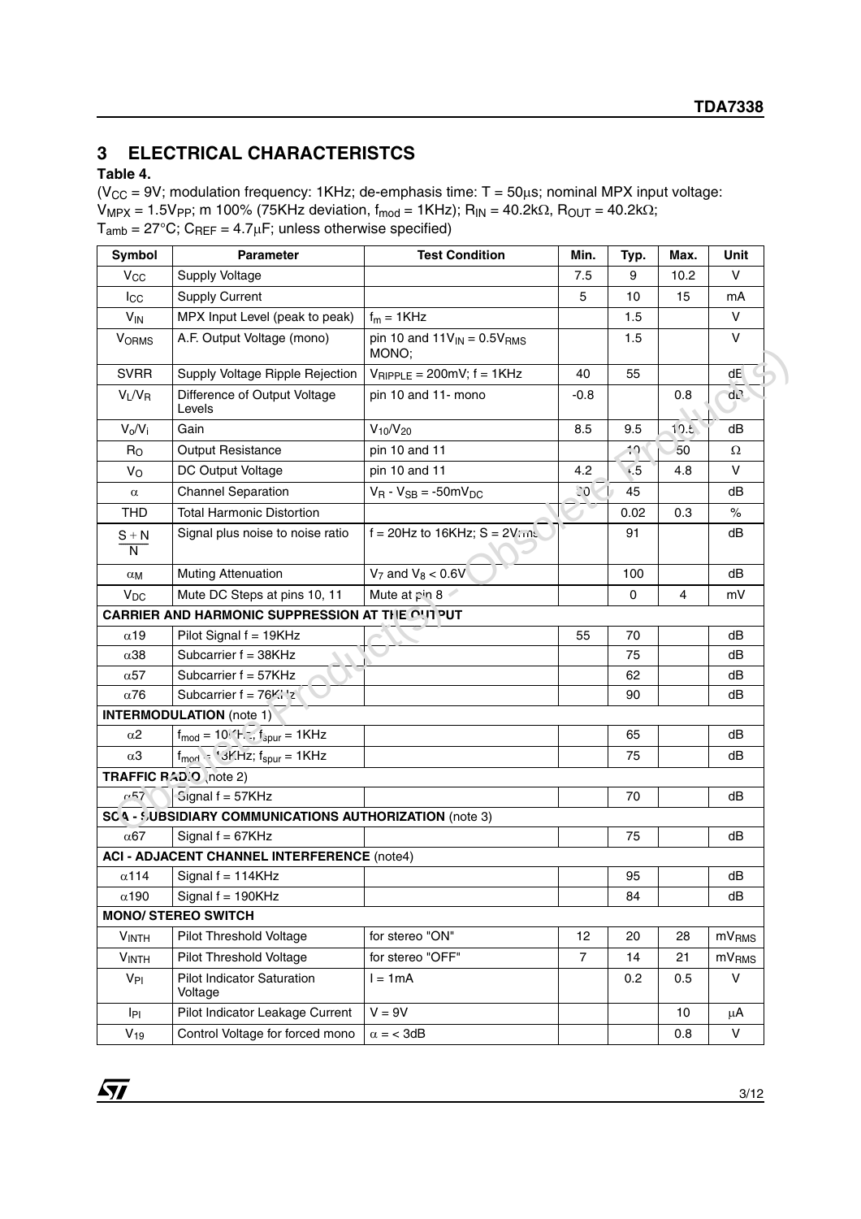## 3 ELECTRICAL CHARACTERISTCS

**Table 4.**

($V_{CC}$ = 9V; modulation frequency: 1KHz; de-emphasis time: T = 50µs; nominal MPX input voltage: $V_{MPX}$ = 1.5$V_{PP}$; m 100% (75KHz deviation, $f_{mod}$ = 1KHz); $R_{IN}$ = 40.2kΩ, $R_{OUT}$ = 40.2kΩ; $T_{amb}$ = 27°C; $C_{REF}$ = 4.7µF; unless otherwise specified)

| Symbol | Parameter | Test Condition | Min. | Typ. | Max. | Unit |
|---|---|---|---|---|---|---|
| $V_{CC}$ | Supply Voltage | | 7.5 | 9 | 10.2 | V |
| $I_{CC}$ | Supply Current | | 5 | 10 | 15 | mA |
| $V_{IN}$ | MPX Input Level (peak to peak) | $f_m$ = 1KHz | | 1.5 | | V |
| $V_{ORMS}$ | A.F. Output Voltage (mono) | pin 10 and 11$V_{IN}$ = 0.5$V_{RMS}$ MONO; | | 1.5 | | V |
| SVRR | Supply Voltage Ripple Rejection | $V_{RIPPLE}$ = 200mV; f = 1KHz | 40 | 55 | | dB |
| $V_L/V_R$ | Difference of Output Voltage Levels | pin 10 and 11- mono | -0.8 | | 0.8 | dB |
| $V_o/V_i$ | Gain | $V_{10}/V_{20}$ | 8.5 | 9.5 | 10.5 | dB |
| $R_O$ | Output Resistance | pin 10 and 11 | | 10 | 50 | Ω |
| $V_O$ | DC Output Voltage | pin 10 and 11 | 4.2 | 4.5 | 4.8 | V |
| α | Channel Separation | $V_R$ - $V_{SB}$ = -50m$V_{DC}$ | 30 | 45 | | dB |
| THD | Total Harmonic Distortion | | | 0.02 | 0.3 | % |
| $\frac{S+N}{N}$ | Signal plus noise to noise ratio | f = 20Hz to 16KHz; S = 2Vrms | | 91 | | dB |
| $\alpha_M$ | Muting Attenuation | $V_7$ and $V_8$ < 0.6V | | 100 | | dB |
| $V_{DC}$ | Mute DC Steps at pins 10, 11 | Mute at pin 8 | | 0 | 4 | mV |
| **CARRIER AND HARMONIC SUPPRESSION AT THE OUTPUT** | | | | | | |
| α19 | Pilot Signal f = 19KHz | | 55 | 70 | | dB |
| α38 | Subcarrier f = 38KHz | | | 75 | | dB |
| α57 | Subcarrier f = 57KHz | | | 62 | | dB |
| α76 | Subcarrier f = 76KHz | | | 90 | | dB |
| **INTERMODULATION** (note 1) | | | | | | |
| α2 | $f_{mod}$ = 10KHz; $f_{spur}$ = 1KHz | | | 65 | | dB |
| α3 | $f_{mod}$ = 13KHz; $f_{spur}$ = 1KHz | | | 75 | | dB |
| **TRAFFIC RADIO** (note 2) | | | | | | |
| α57 | Signal f = 57KHz | | | 70 | | dB |
| **SCA - SUBSIDIARY COMMUNICATIONS AUTHORIZATION** (note 3) | | | | | | |
| α67 | Signal f = 67KHz | | | 75 | | dB |
| **ACI - ADJACENT CHANNEL INTERFERENCE** (note4) | | | | | | |
| α114 | Signal f = 114KHz | | | 95 | | dB |
| α190 | Signal f = 190KHz | | | 84 | | dB |
| **MONO/ STEREO SWITCH** | | | | | | |
| $V_{INTH}$ | Pilot Threshold Voltage | for stereo "ON" | 12 | 20 | 28 | m$V_{RMS}$ |
| $V_{INTH}$ | Pilot Threshold Voltage | for stereo "OFF" | 7 | 14 | 21 | m$V_{RMS}$ |
| $V_{PI}$ | Pilot Indicator Saturation Voltage | I = 1mA | | 0.2 | 0.5 | V |
| $I_{PI}$ | Pilot Indicator Leakage Current | V = 9V | | | 10 | µA |
| $V_{19}$ | Control Voltage for forced mono | α = < 3dB | | | 0.8 | V |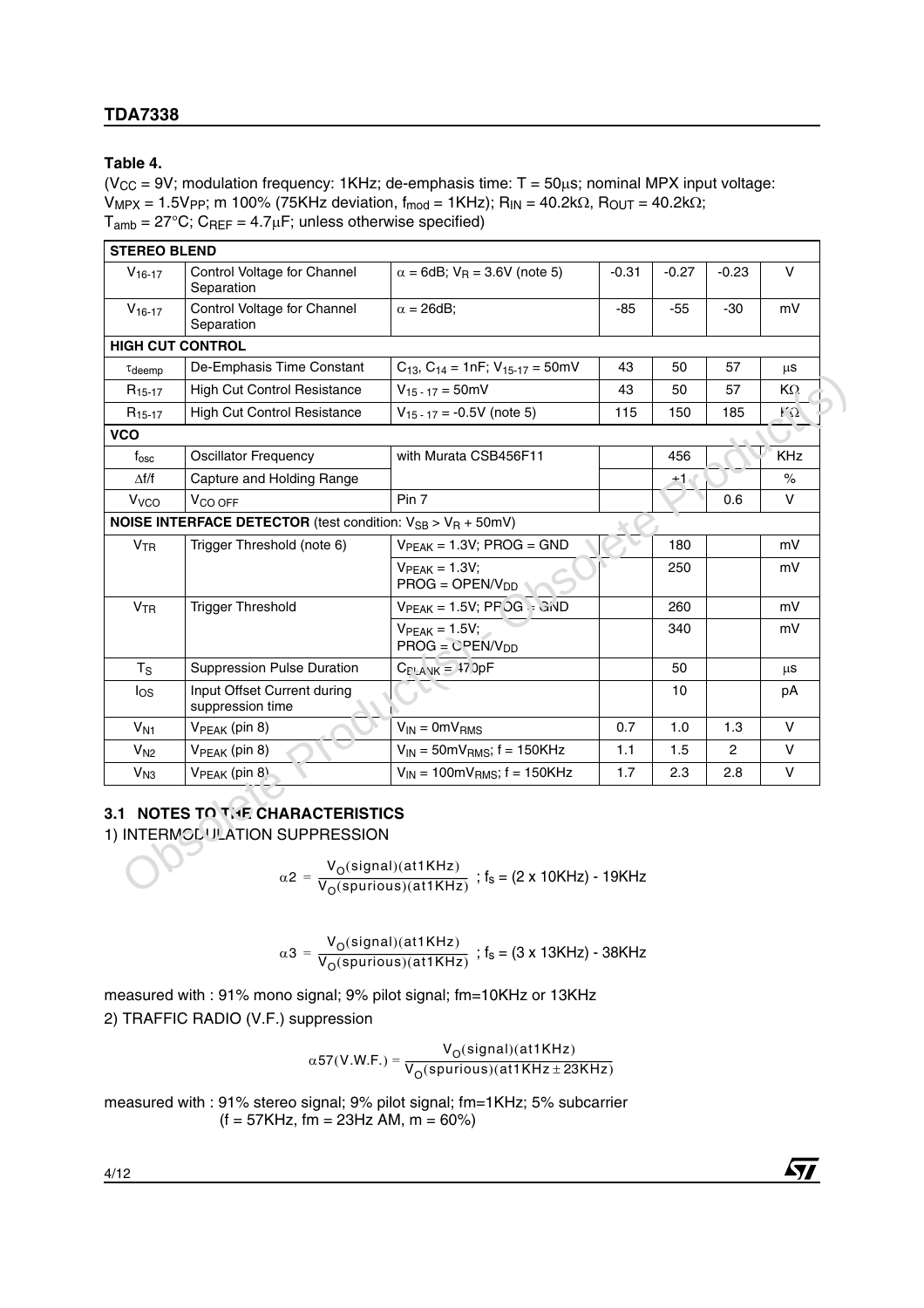**Table 4.**

($V_{CC}$ = 9V; modulation frequency: 1KHz; de-emphasis time: T = 50µs; nominal MPX input voltage: $V_{MPX}$ = 1.5$V_{PP}$; m 100% (75KHz deviation, $f_{mod}$ = 1KHz); $R_{IN}$ = 40.2kΩ, $R_{OUT}$ = 40.2kΩ; $T_{amb}$ = 27°C; $C_{REF}$ = 4.7µF; unless otherwise specified)

| Symbol | Parameter | Test Condition | Min. | Typ. | Max. | Unit |
|---|---|---|---|---|---|---|
| **STEREO BLEND** | | | | | | |
| $V_{16-17}$ | Control Voltage for Channel Separation | α = 6dB; $V_R$ = 3.6V (note 5) | -0.31 | -0.27 | -0.23 | V |
| $V_{16-17}$ | Control Voltage for Channel Separation | α = 26dB; | -85 | -55 | -30 | mV |
| **HIGH CUT CONTROL** | | | | | | |
| $\tau_{deemp}$ | De-Emphasis Time Constant | $C_{13}$, $C_{14}$ = 1nF; $V_{15-17}$ = 50mV | 43 | 50 | 57 | µs |
| $R_{15-17}$ | High Cut Control Resistance | $V_{15-17}$ = 50mV | 43 | 50 | 57 | KΩ |
| $R_{15-17}$ | High Cut Control Resistance | $V_{15-17}$ = -0.5V (note 5) | 115 | 150 | 185 | KΩ |
| **VCO** | | | | | | |
| $f_{osc}$ | Oscillator Frequency | with Murata CSB456F11 | | 456 | | KHz |
| Δf/f | Capture and Holding Range | | | ±1 | | % |
| $V_{VCO}$ | $V_{CO\ OFF}$ | Pin 7 | | | 0.6 | V |
| **NOISE INTERFACE DETECTOR** (test condition: $V_{SB}$ > $V_R$ + 50mV) | | | | | | |
| $V_{TR}$ | Trigger Threshold (note 6) | $V_{PEAK}$ = 1.3V; PROG = GND | | 180 | | mV |
| | | $V_{PEAK}$ = 1.3V; PROG = OPEN/$V_{DD}$ | | 250 | | mV |
| $V_{TR}$ | Trigger Threshold | $V_{PEAK}$ = 1.5V; PROG = GND | | 260 | | mV |
| | | $V_{PEAK}$ = 1.5V; PROG = OPEN/$V_{DD}$ | | 340 | | mV |
| $T_S$ | Suppression Pulse Duration | $C_{BLANK}$ = 470pF | | 50 | | µs |
| $I_{OS}$ | Input Offset Current during suppression time | | | 10 | | pA |
| $V_{N1}$ | $V_{PEAK}$ (pin 8) | $V_{IN}$ = 0m$V_{RMS}$ | 0.7 | 1.0 | 1.3 | V |
| $V_{N2}$ | $V_{PEAK}$ (pin 8) | $V_{IN}$ = 50m$V_{RMS}$; f = 150KHz | 1.1 | 1.5 | 2 | V |
| $V_{N3}$ | $V_{PEAK}$ (pin 8) | $V_{IN}$ = 100m$V_{RMS}$; f = 150KHz | 1.7 | 2.3 | 2.8 | V |

### 3.1 NOTES TO THE CHARACTERISTICS

1) INTERMODULATION SUPPRESSION

$$\alpha 2 = \frac{V_O(\text{signal})(\text{at1KHz})}{V_O(\text{spurious})(\text{at1KHz})} \text{ ; } f_s = (2 \times 10\text{KHz}) - 19\text{KHz}$$

$$\alpha 3 = \frac{V_O(\text{signal})(\text{at1KHz})}{V_O(\text{spurious})(\text{at1KHz})} \text{ ; } f_s = (3 \times 13\text{KHz}) - 38\text{KHz}$$

measured with : 91% mono signal; 9% pilot signal; fm=10KHz or 13KHz

2) TRAFFIC RADIO (V.F.) suppression

$$\alpha 57(\text{V.W.F.}) = \frac{V_O(\text{signal})(\text{at1KHz})}{V_O(\text{spurious})(\text{at1KHz} \pm 23\text{KHz})}$$

measured with : 91% stereo signal; 9% pilot signal; fm=1KHz; 5% subcarrier (f = 57KHz, fm = 23Hz AM, m = 60%)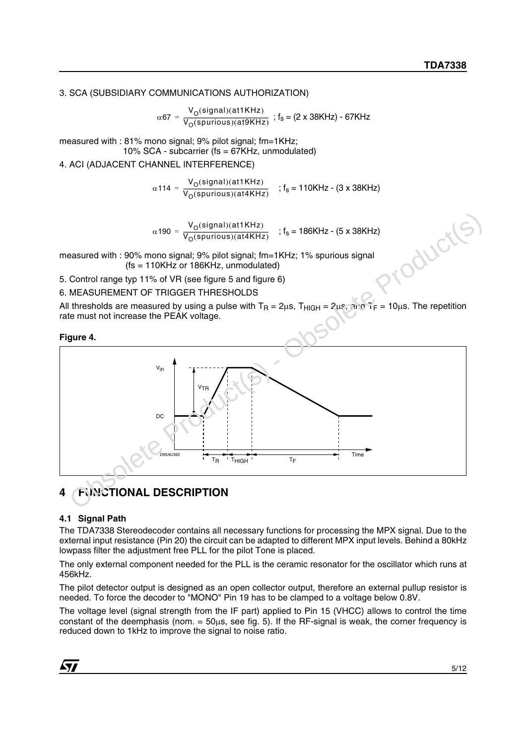3. SCA (SUBSIDIARY COMMUNICATIONS AUTHORIZATION)

$$\alpha 67 = \frac{V_O(\text{signal})(\text{at1KHz})}{V_O(\text{spurious})(\text{at9KHz})} \text{ ; } f_S = (2 \times 38\text{KHz}) - 67\text{KHz}$$

measured with : 81% mono signal; 9% pilot signal; fm=1KHz;
10% SCA - subcarrier (fs = 67KHz, unmodulated)

4. ACI (ADJACENT CHANNEL INTERFERENCE)

$$\alpha 114 = \frac{V_O(\text{signal})(\text{at1KHz})}{V_O(\text{spurious})(\text{at4KHz})} \text{ ; } f_S = 110\text{KHz} - (3 \times 38\text{KHz})$$

$$\alpha 190 = \frac{V_O(\text{signal})(\text{at1KHz})}{V_O(\text{spurious})(\text{at4KHz})} \text{ ; } f_S = 186\text{KHz} - (5 \times 38\text{KHz})$$

measured with : 90% mono signal; 9% pilot signal; fm=1KHz; 1% spurious signal
(fs = 110KHz or 186KHz, unmodulated)

5. Control range typ 11% of VR (see figure 5 and figure 6)

6. MEASUREMENT OF TRIGGER THRESHOLDS

All thresholds are measured by using a pulse with $T_R = 2\mu s$, $T_{HIGH} = 2\mu s$, and $T_F = 10\mu s$. The repetition rate must not increase the PEAK voltage.

**Figure 4.**

## 4 FUNCTIONAL DESCRIPTION

### 4.1 Signal Path

The TDA7338 Stereodecoder contains all necessary functions for processing the MPX signal. Due to the external input resistance (Pin 20) the circuit can be adapted to different MPX input levels. Behind a 80kHz lowpass filter the adjustment free PLL for the pilot Tone is placed.

The only external component needed for the PLL is the ceramic resonator for the oscillator which runs at 456kHz.

The pilot detector output is designed as an open collector output, therefore an external pullup resistor is needed. To force the decoder to "MONO" Pin 19 has to be clamped to a voltage below 0.8V.

The voltage level (signal strength from the IF part) applied to Pin 15 (VHCC) allows to control the time constant of the deemphasis (nom. = 50µs, see fig. 5). If the RF-signal is weak, the corner frequency is reduced down to 1kHz to improve the signal to noise ratio.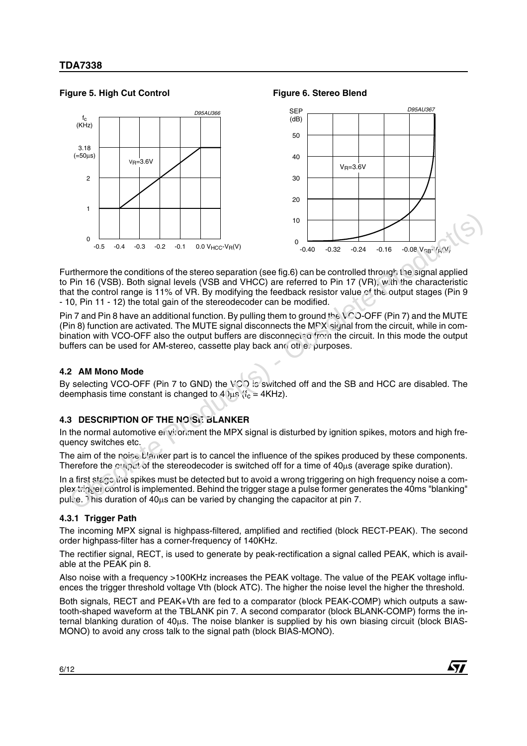**Figure 5. High Cut Control**

**Figure 6. Stereo Blend**

Furthermore the conditions of the stereo separation (see fig.6) can be controlled through the signal applied to Pin 16 (VSB). Both signal levels (VSB and VHCC) are referred to Pin 17 (VR), with the characteristic that the control range is 11% of VR. By modifying the feedback resistor value of the output stages (Pin 9 - 10, Pin 11 - 12) the total gain of the stereodecoder can be modified.

Pin 7 and Pin 8 have an additional function. By pulling them to ground the VCO-OFF (Pin 7) and the MUTE (Pin 8) function are activated. The MUTE signal disconnects the MPX signal from the circuit, while in combination with VCO-OFF also the output buffers are disconnected from the circuit. In this mode the output buffers can be used for AM-stereo, cassette play back and other purposes.

### 4.2 AM Mono Mode

By selecting VCO-OFF (Pin 7 to GND) the VCO is switched off and the SB and HCC are disabled. The deemphasis time constant is changed to 40μs ($f_c$ = 4KHz).

### 4.3 DESCRIPTION OF THE NOISE BLANKER

In the normal automotive environment the MPX signal is disturbed by ignition spikes, motors and high frequency switches etc.

The aim of the noise blanker part is to cancel the influence of the spikes produced by these components. Therefore the output of the stereodecoder is switched off for a time of 40μs (average spike duration).

In a first stage the spikes must be detected but to avoid a wrong triggering on high frequency noise a complex trigger control is implemented. Behind the trigger stage a pulse former generates the 40ms "blanking" pulse. This duration of 40μs can be varied by changing the capacitor at pin 7.

#### 4.3.1 Trigger Path

The incoming MPX signal is highpass-filtered, amplified and rectified (block RECT-PEAK). The second order highpass-filter has a corner-frequency of 140KHz.

The rectifier signal, RECT, is used to generate by peak-rectification a signal called PEAK, which is available at the PEAK pin 8.

Also noise with a frequency >100KHz increases the PEAK voltage. The value of the PEAK voltage influences the trigger threshold voltage Vth (block ATC). The higher the noise level the higher the threshold.

Both signals, RECT and PEAK+Vth are fed to a comparator (block PEAK-COMP) which outputs a sawtooth-shaped waveform at the TBLANK pin 7. A second comparator (block BLANK-COMP) forms the internal blanking duration of 40μs. The noise blanker is supplied by his own biasing circuit (block BIAS-MONO) to avoid any cross talk to the signal path (block BIAS-MONO).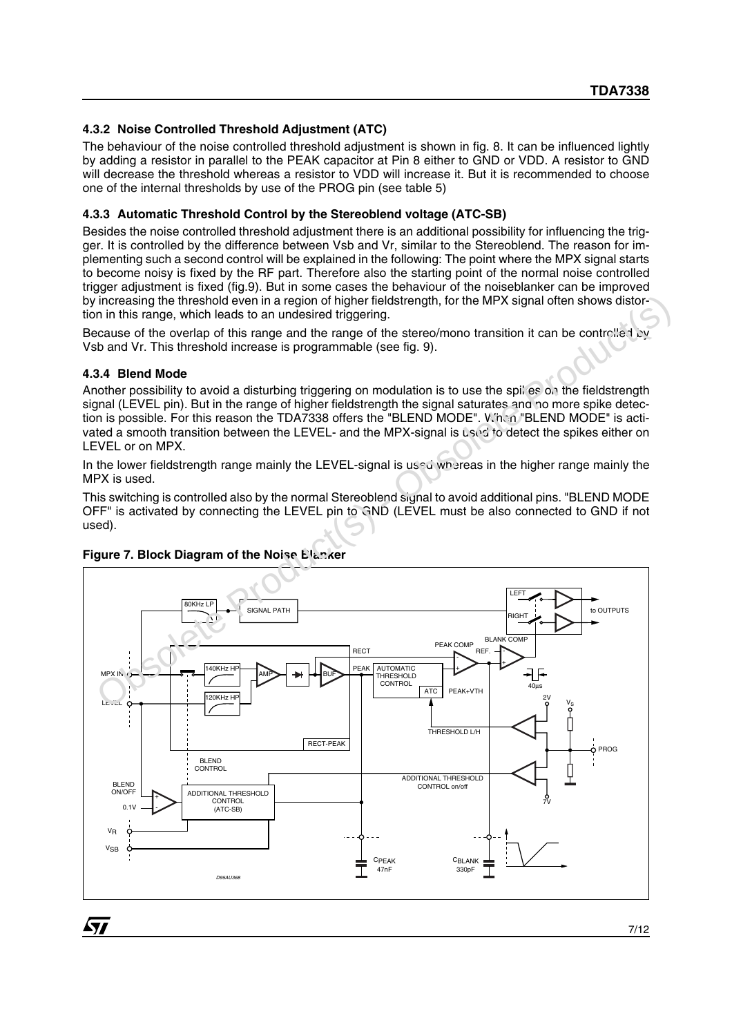### 4.3.2 Noise Controlled Threshold Adjustment (ATC)

The behaviour of the noise controlled threshold adjustment is shown in fig. 8. It can be influenced lightly by adding a resistor in parallel to the PEAK capacitor at Pin 8 either to GND or VDD. A resistor to GND will decrease the threshold whereas a resistor to VDD will increase it. But it is recommended to choose one of the internal thresholds by use of the PROG pin (see table 5)

### 4.3.3 Automatic Threshold Control by the Stereoblend voltage (ATC-SB)

Besides the noise controlled threshold adjustment there is an additional possibility for influencing the trigger. It is controlled by the difference between Vsb and Vr, similar to the Stereoblend. The reason for implementing such a second control will be explained in the following: The point where the MPX signal starts to become noisy is fixed by the RF part. Therefore also the starting point of the normal noise controlled trigger adjustment is fixed (fig.9). But in some cases the behaviour of the noiseblanker can be improved by increasing the threshold even in a region of higher fieldstrength, for the MPX signal often shows distortion in this range, which leads to an undesired triggering.

Because of the overlap of this range and the range of the stereo/mono transition it can be controlled by Vsb and Vr. This threshold increase is programmable (see fig. 9).

### 4.3.4 Blend Mode

Another possibility to avoid a disturbing triggering on modulation is to use the spikes on the fieldstrength signal (LEVEL pin). But in the range of higher fieldstrength the signal saturates and no more spike detection is possible. For this reason the TDA7338 offers the "BLEND MODE". When "BLEND MODE" is activated a smooth transition between the LEVEL- and the MPX-signal is used to detect the spikes either on LEVEL or on MPX.

In the lower fieldstrength range mainly the LEVEL-signal is used whereas in the higher range mainly the MPX is used.

This switching is controlled also by the normal Stereoblend signal to avoid additional pins. "BLEND MODE OFF" is activated by connecting the LEVEL pin to GND (LEVEL must be also connected to GND if not used).

**Figure 7. Block Diagram of the Noise Blanker**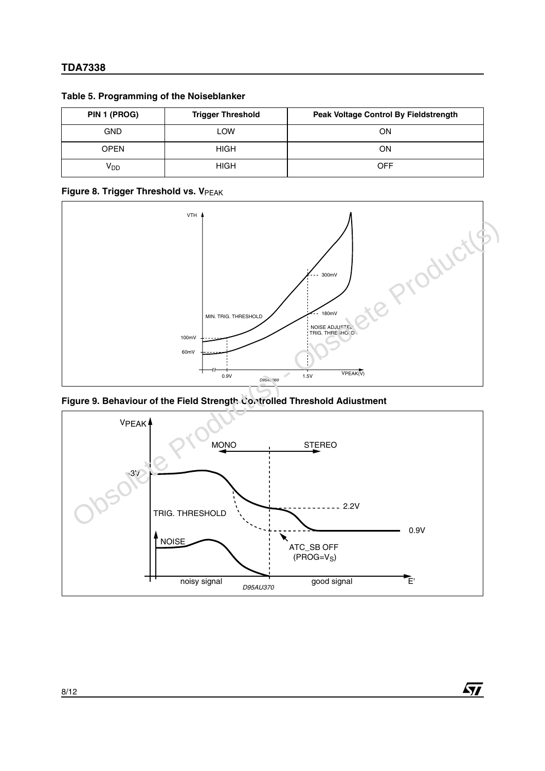**Table 5. Programming of the Noiseblanker**

| PIN 1 (PROG) | Trigger Threshold | Peak Voltage Control By Fieldstrength |
|---|---|---|
| GND | LOW | ON |
| OPEN | HIGH | ON |
| $V_{DD}$ | HIGH | OFF |

**Figure 8. Trigger Threshold vs. $V_{PEAK}$**

**Figure 9. Behaviour of the Field Strength Controlled Threshold Adiustment**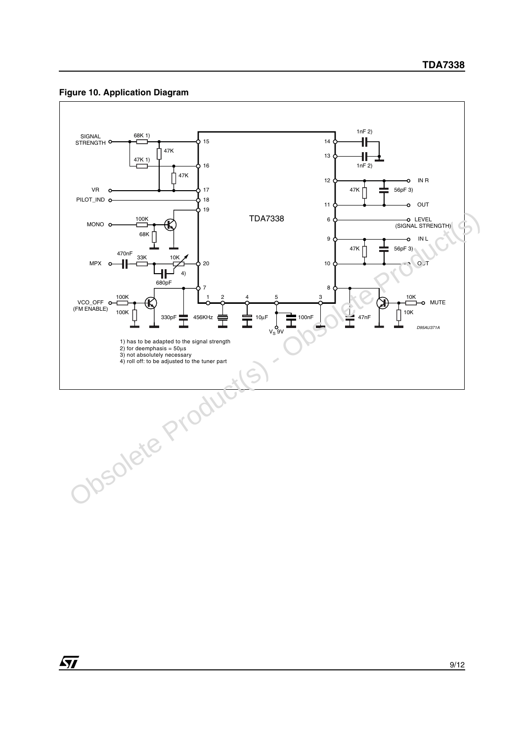**Figure 10. Application Diagram**

1) has to be adapted to the signal strength
2) for deemphasis = 50µs
3) not absolutely necessary
4) roll off: to be adjusted to the tuner part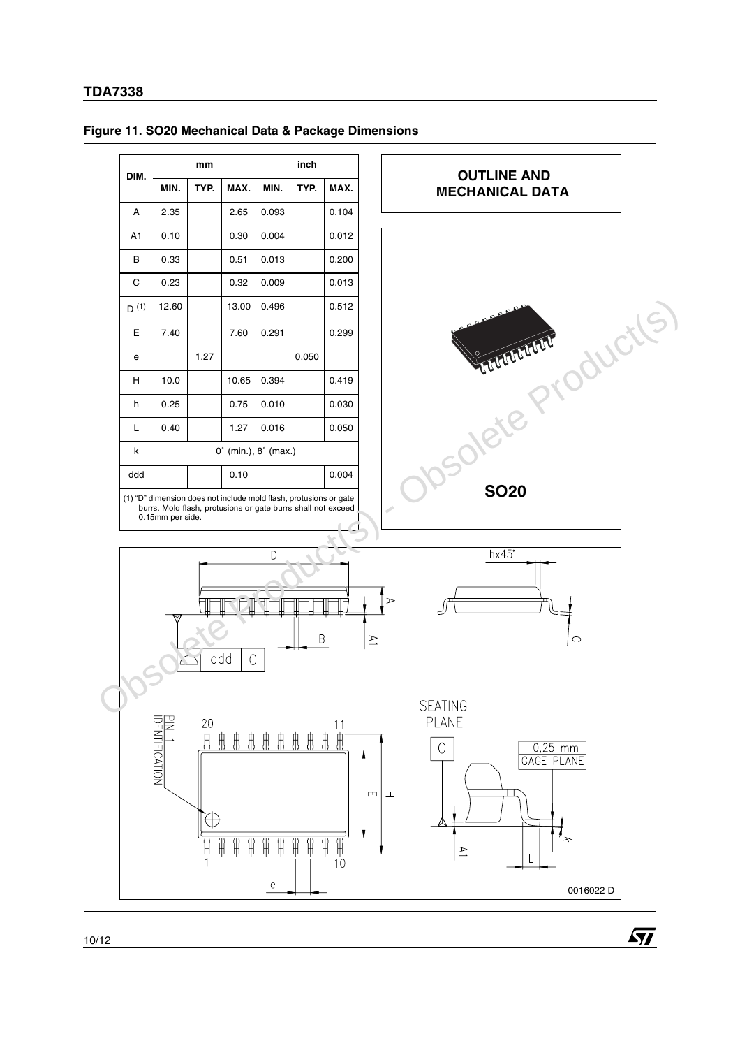**Figure 11. SO20 Mechanical Data & Package Dimensions**

| DIM. | mm | | | inch | | |
|---|---|---|---|---|---|---|
| | MIN. | TYP. | MAX. | MIN. | TYP. | MAX. |
| A | 2.35 | | 2.65 | 0.093 | | 0.104 |
| A1 | 0.10 | | 0.30 | 0.004 | | 0.012 |
| B | 0.33 | | 0.51 | 0.013 | | 0.200 |
| C | 0.23 | | 0.32 | 0.009 | | 0.013 |
| D (1) | 12.60 | | 13.00 | 0.496 | | 0.512 |
| E | 7.40 | | 7.60 | 0.291 | | 0.299 |
| e | | 1.27 | | | 0.050 | |
| H | 10.0 | | 10.65 | 0.394 | | 0.419 |
| h | 0.25 | | 0.75 | 0.010 | | 0.030 |
| L | 0.40 | | 1.27 | 0.016 | | 0.050 |
| k | 0° (min.), 8° (max.) | | | | | |
| ddd | | | 0.10 | | | 0.004 |

(1) "D" dimension does not include mold flash, protusions or gate burrs. Mold flash, protusions or gate burrs shall not exceed 0.15mm per side.

**OUTLINE AND MECHANICAL DATA**

**SO20**

0016022 D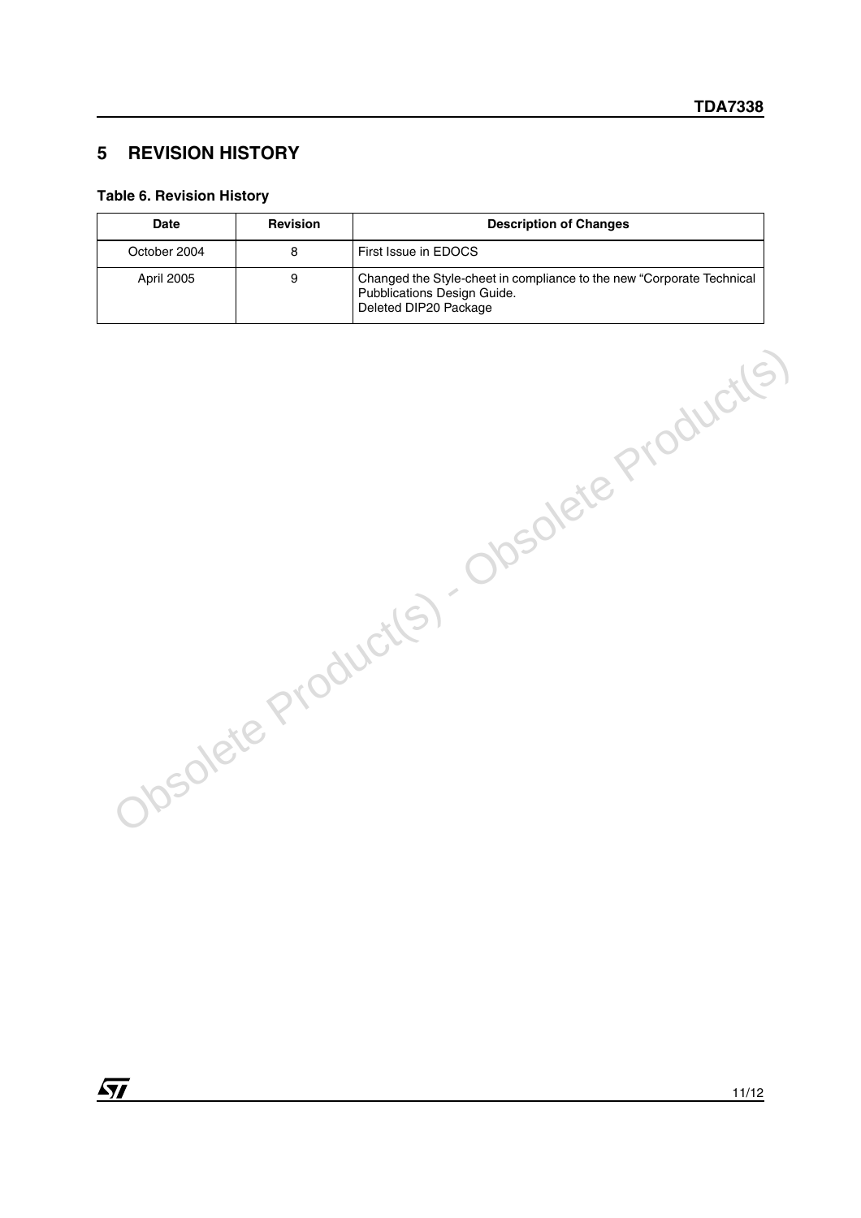## 5 REVISION HISTORY

**Table 6. Revision History**

| Date | Revision | Description of Changes |
|---|---|---|
| October 2004 | 8 | First Issue in EDOCS |
| April 2005 | 9 | Changed the Style-cheet in compliance to the new “Corporate Technical Pubblications Design Guide.<br>Deleted DIP20 Package |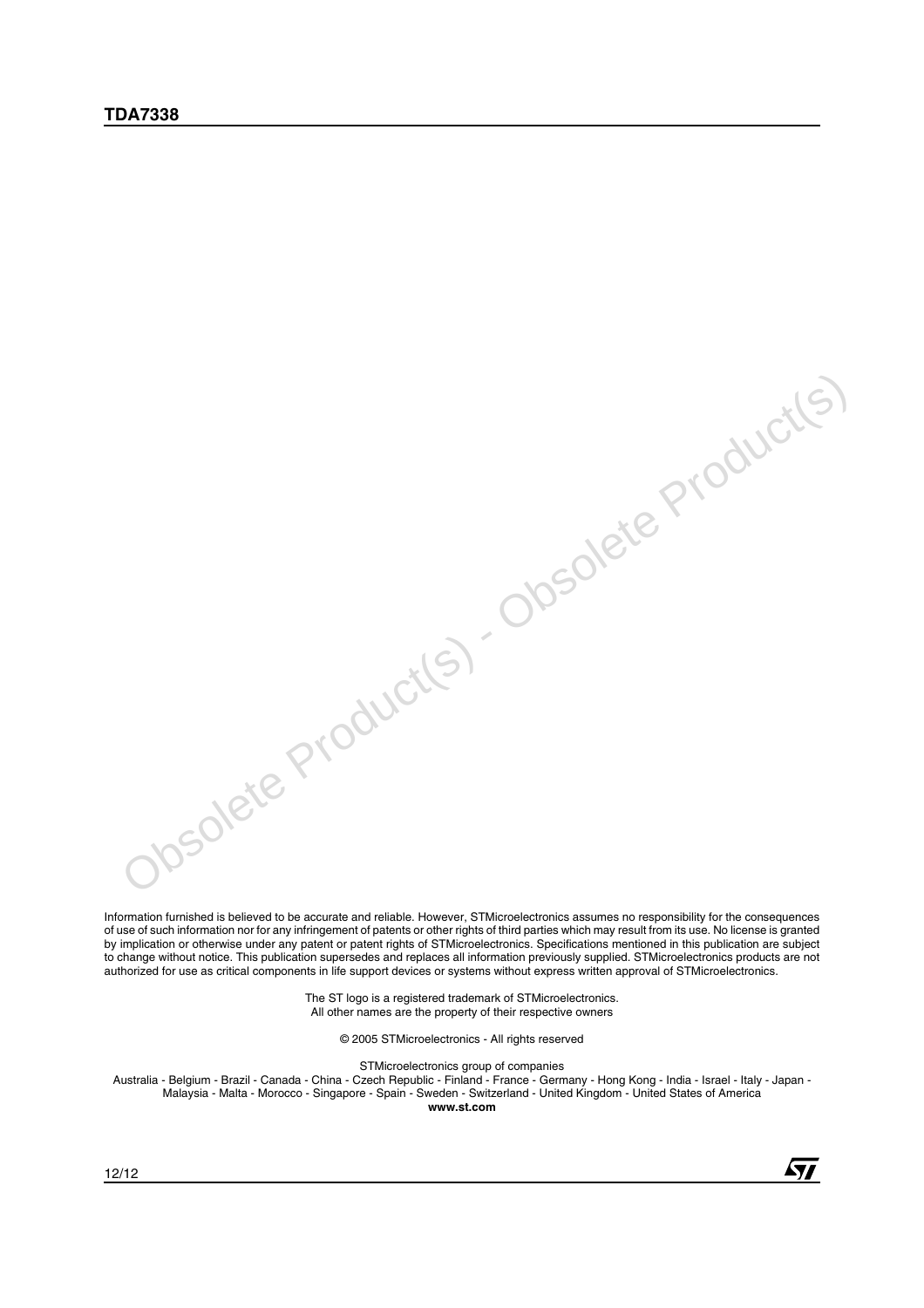Information furnished is believed to be accurate and reliable. However, STMicroelectronics assumes no responsibility for the consequences of use of such information nor for any infringement of patents or other rights of third parties which may result from its use. No license is granted by implication or otherwise under any patent or patent rights of STMicroelectronics. Specifications mentioned in this publication are subject to change without notice. This publication supersedes and replaces all information previously supplied. STMicroelectronics products are not authorized for use as critical components in life support devices or systems without express written approval of STMicroelectronics.

The ST logo is a registered trademark of STMicroelectronics.
All other names are the property of their respective owners

© 2005 STMicroelectronics - All rights reserved

STMicroelectronics group of companies

Australia - Belgium - Brazil - Canada - China - Czech Republic - Finland - France - Germany - Hong Kong - India - Israel - Italy - Japan - Malaysia - Malta - Morocco - Singapore - Spain - Sweden - Switzerland - United Kingdom - United States of America

**www.st.com**